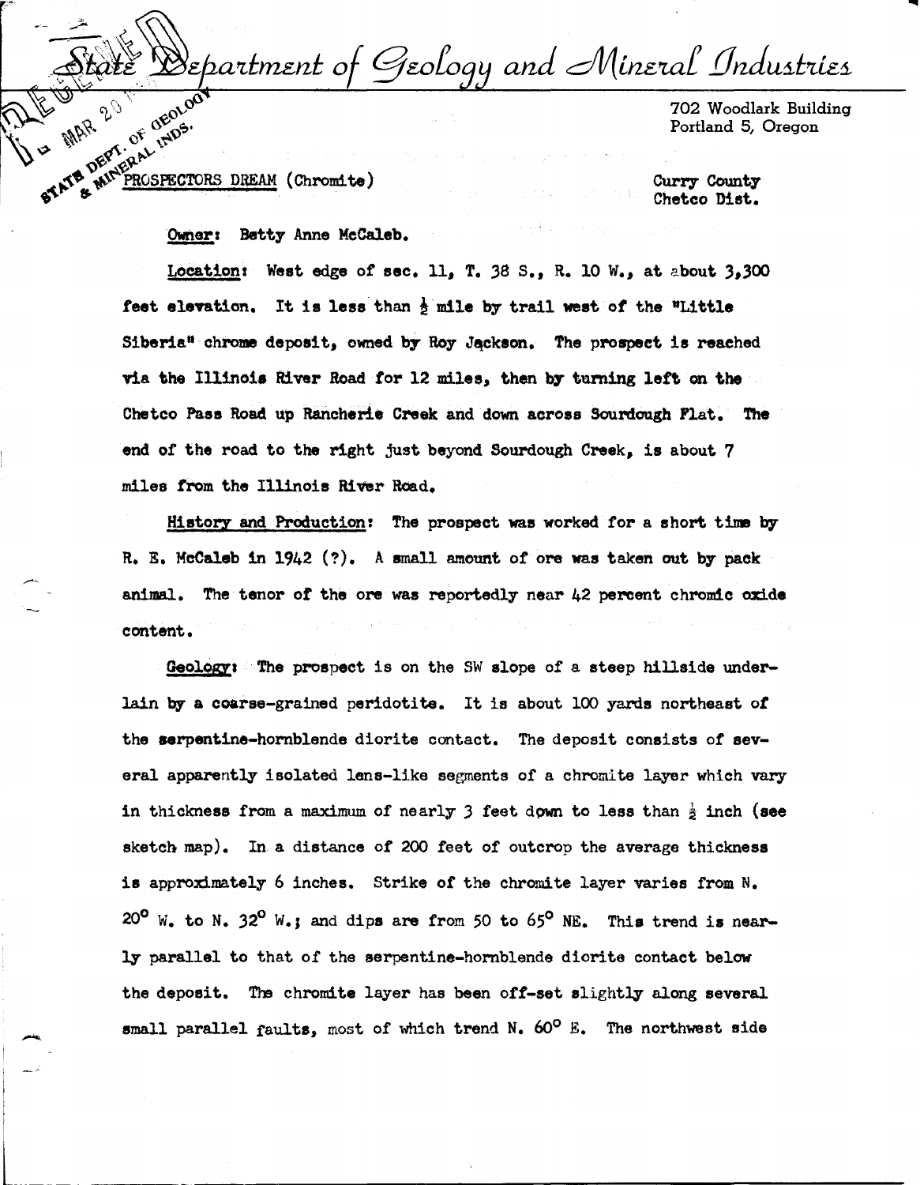# State Department of Geology and Mineral Industries

702 Woodlark Building
Portland 5, Oregon

PROSPECTORS DREAM (Chromite)

Curry County
Chetco Dist.

Owner: Betty Anne McCaleb.

Location: West edge of sec. 11, T. 38 S., R. 10 W., at about 3,300 feet elevation. It is less than ½ mile by trail west of the "Little Siberia" chrome deposit, owned by Roy Jackson. The prospect is reached via the Illinois River Road for 12 miles, then by turning left on the Chetco Pass Road up Rancherie Creek and down across Sourdough Flat. The end of the road to the right just beyond Sourdough Creek, is about 7 miles from the Illinois River Road.

History and Production: The prospect was worked for a short time by R. E. McCaleb in 1942 (?). A small amount of ore was taken out by pack animal. The tenor of the ore was reportedly near 42 percent chromic oxide content.

Geology: The prospect is on the SW slope of a steep hillside underlain by a coarse-grained peridotite. It is about 100 yards northeast of the serpentine-hornblende diorite contact. The deposit consists of several apparently isolated lens-like segments of a chromite layer which vary in thickness from a maximum of nearly 3 feet down to less than ½ inch (see sketch map). In a distance of 200 feet of outcrop the average thickness is approximately 6 inches. Strike of the chromite layer varies from N. 20° W. to N. 32° W.; and dips are from 50 to 65° NE. This trend is nearly parallel to that of the serpentine-hornblende diorite contact below the deposit. The chromite layer has been off-set slightly along several small parallel faults, most of which trend N. 60° E. The northwest side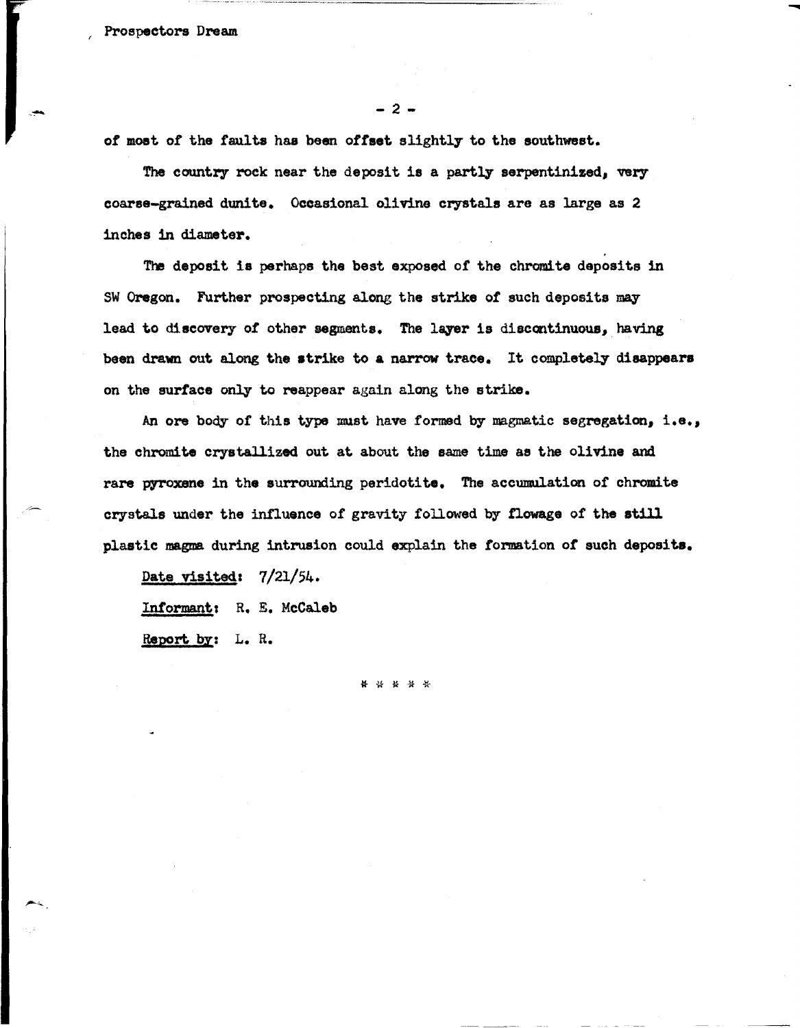of most of the faults has been offset slightly to the southwest.

The country rock near the deposit is a partly serpentinized, very coarse-grained dunite. Occasional olivine crystals are as large as 2 inches in diameter.

The deposit is perhaps the best exposed of the chromite deposits in SW Oregon. Further prospecting along the strike of such deposits may lead to discovery of other segments. The layer is discontinuous, having been drawn out along the strike to a narrow trace. It completely disappears on the surface only to reappear again along the strike.

An ore body of this type must have formed by magmatic segregation, i.e., the chromite crystallized out at about the same time as the olivine and rare pyroxene in the surrounding peridotite. The accumulation of chromite crystals under the influence of gravity followed by flowage of the still plastic magma during intrusion could explain the formation of such deposits.

Date visited: 7/21/54.

Informant: R. E. McCaleb

Report by: L. R.

* * * * *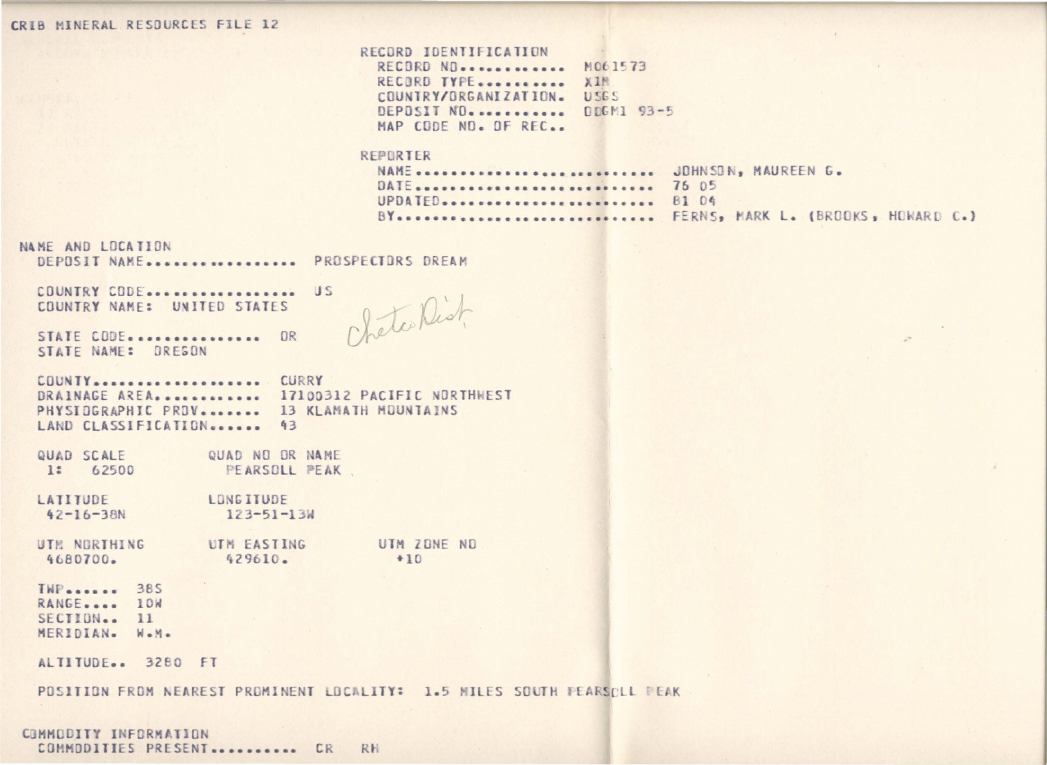CRIB MINERAL RESOURCES FILE 12

RECORD IDENTIFICATION
RECORD NO............ M061573
RECORD TYPE.......... XIM
COUNTRY/ORGANIZATION. USGS
DEPOSIT NO........... DOGMI 93-5
MAP CODE NO. OF REC..

REPORTER
NAME......................... JOHNSON, MAUREEN G.
DATE......................... 76 05
UPDATED...................... 81 04
BY........................... FERNS, MARK L. (BROOKS, HOWARD C.)

NAME AND LOCATION
DEPOSIT NAME................ PROSPECTORS DREAM

COUNTRY CODE................ US
COUNTRY NAME: UNITED STATES

Chetco Dist.

STATE CODE.............. OR
STATE NAME: OREGON

COUNTY.................. CURRY
DRAINAGE AREA........... 17100312 PACIFIC NORTHWEST
PHYSIOGRAPHIC PROV...... 13 KLAMATH MOUNTAINS
LAND CLASSIFICATION..... 43

QUAD SCALE QUAD NO OR NAME
1: 62500 PEARSOLL PEAK

LATITUDE LONGITUDE
42-16-38N 123-51-13W

UTM NORTHING UTM EASTING UTM ZONE NO
4680700. 429610. +10

TWP...... 38S
RANGE.... 10W
SECTION.. 11
MERIDIAN. W.M.

ALTITUDE.. 3280 FT

POSITION FROM NEAREST PROMINENT LOCALITY: 1.5 MILES SOUTH PEARSOLL PEAK

COMMODITY INFORMATION
COMMODITIES PRESENT.......... CR RH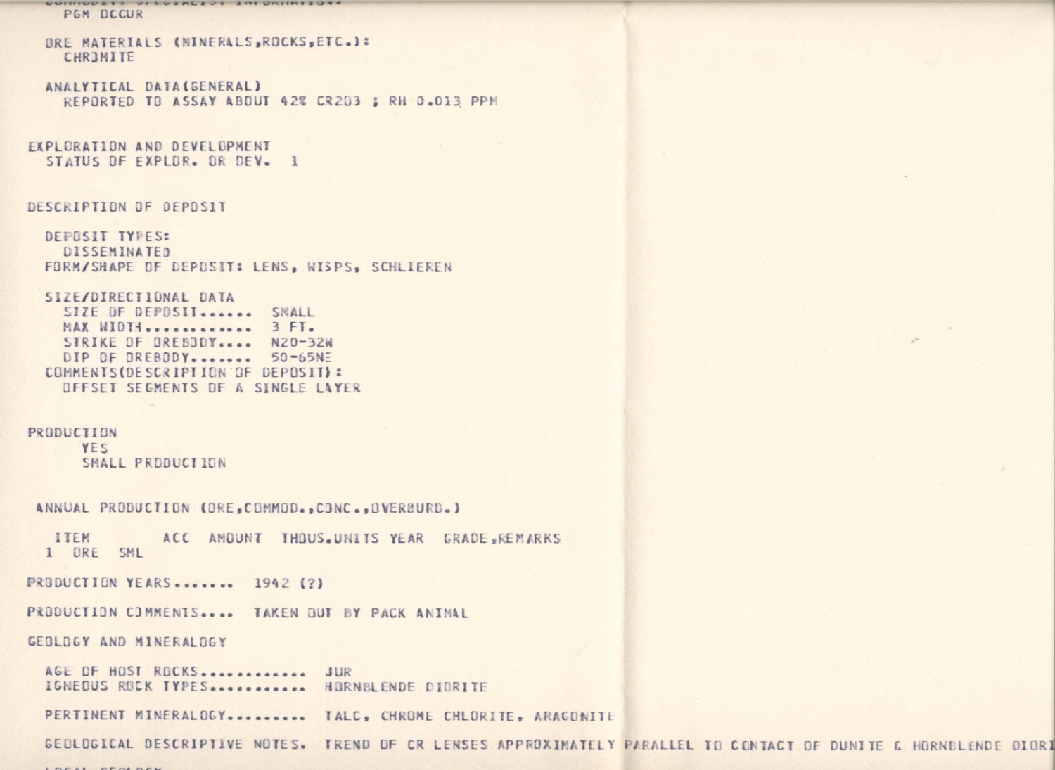PGM OCCUR

ORE MATERIALS (MINERALS,ROCKS,ETC.):
CHROMITE

ANALYTICAL DATA(GENERAL)
REPORTED TO ASSAY ABOUT 42% CR2O3 ; RH 0.013 PPM

## EXPLORATION AND DEVELOPMENT

STATUS OF EXPLOR. OR DEV. 1

## DESCRIPTION OF DEPOSIT

DEPOSIT TYPES:
DISSEMINATED
FORM/SHAPE OF DEPOSIT: LENS, WISPS, SCHLIEREN

SIZE/DIRECTIONAL DATA
SIZE OF DEPOSIT...... SMALL
MAX WIDTH............ 3 FT.
STRIKE OF OREBODY.... N20-32W
DIP OF OREBODY....... 50-65NE
COMMENTS(DESCRIPTION OF DEPOSIT):
OFFSET SEGMENTS OF A SINGLE LAYER

## PRODUCTION

YES
SMALL PRODUCTION

ANNUAL PRODUCTION (ORE,COMMOD.,CONC.,OVERBURD.)

| ITEM | ACC | AMOUNT | THOUS.UNITS | YEAR | GRADE,REMARKS |
|---|---|---|---|---|---|
| 1 ORE | SML | | | | |

PRODUCTION YEARS....... 1942 (?)

PRODUCTION COMMENTS.... TAKEN OUT BY PACK ANIMAL

## GEOLOGY AND MINERALOGY

AGE OF HOST ROCKS............ JUR
IGNEOUS ROCK TYPES........... HORNBLENDE DIORITE

PERTINENT MINERALOGY......... TALC, CHROME CHLORITE, ARAGONITE

GEOLOGICAL DESCRIPTIVE NOTES. TREND OF CR LENSES APPROXIMATELY PARALLEL TO CONTACT OF DUNITE & HORNBLENDE DIORI